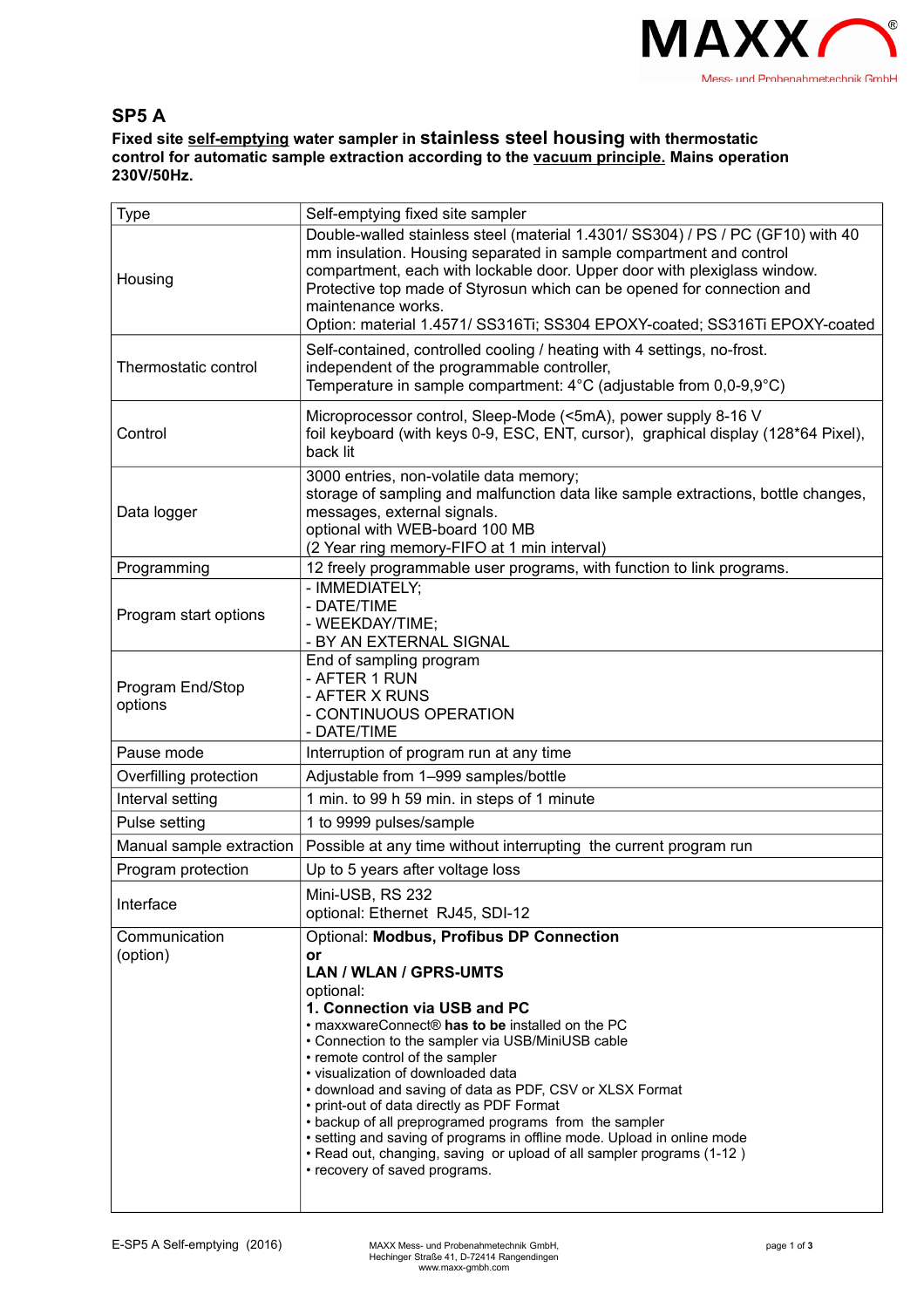# SP5 A

**Fixed site <u>self-emptying</u> water sampler in stainless steel housing with thermostatic control for automatic sample extraction according to the <u>vacuum principle.</u> Mains operation 230V/50Hz.**

| Type | Self-emptying fixed site sampler |
|---|---|
| Housing | Double-walled stainless steel (material 1.4301/ SS304) / PS / PC (GF10) with 40 mm insulation. Housing separated in sample compartment and control compartment, each with lockable door. Upper door with plexiglass window. Protective top made of Styrosun which can be opened for connection and maintenance works.<br>Option: material 1.4571/ SS316Ti; SS304 EPOXY-coated; SS316Ti EPOXY-coated |
| Thermostatic control | Self-contained, controlled cooling / heating with 4 settings, no-frost.<br>independent of the programmable controller,<br>Temperature in sample compartment: 4°C (adjustable from 0,0-9,9°C) |
| Control | Microprocessor control, Sleep-Mode (<5mA), power supply 8-16 V<br>foil keyboard (with keys 0-9, ESC, ENT, cursor), graphical display (128*64 Pixel), back lit |
| Data logger | 3000 entries, non-volatile data memory;<br>storage of sampling and malfunction data like sample extractions, bottle changes, messages, external signals.<br>optional with WEB-board 100 MB<br>(2 Year ring memory-FIFO at 1 min interval) |
| Programming | 12 freely programmable user programs, with function to link programs. |
| Program start options | - IMMEDIATELY;<br>- DATE/TIME<br>- WEEKDAY/TIME;<br>- BY AN EXTERNAL SIGNAL |
| Program End/Stop options | End of sampling program<br>- AFTER 1 RUN<br>- AFTER X RUNS<br>- CONTINUOUS OPERATION<br>- DATE/TIME |
| Pause mode | Interruption of program run at any time |
| Overfilling protection | Adjustable from 1–999 samples/bottle |
| Interval setting | 1 min. to 99 h 59 min. in steps of 1 minute |
| Pulse setting | 1 to 9999 pulses/sample |
| Manual sample extraction | Possible at any time without interrupting the current program run |
| Program protection | Up to 5 years after voltage loss |
| Interface | Mini-USB, RS 232<br>optional: Ethernet RJ45, SDI-12 |
| Communication (option) | Optional: **Modbus, Profibus DP Connection**<br>**or**<br>**LAN / WLAN / GPRS-UMTS**<br>optional:<br>**1. Connection via USB and PC**<br>• maxxwareConnect® **has to be** installed on the PC<br>• Connection to the sampler via USB/MiniUSB cable<br>• remote control of the sampler<br>• visualization of downloaded data<br>• download and saving of data as PDF, CSV or XLSX Format<br>• print-out of data directly as PDF Format<br>• backup of all preprogramed programs from the sampler<br>• setting and saving of programs in offline mode. Upload in online mode<br>• Read out, changing, saving or upload of all sampler programs (1-12 )<br>• recovery of saved programs. |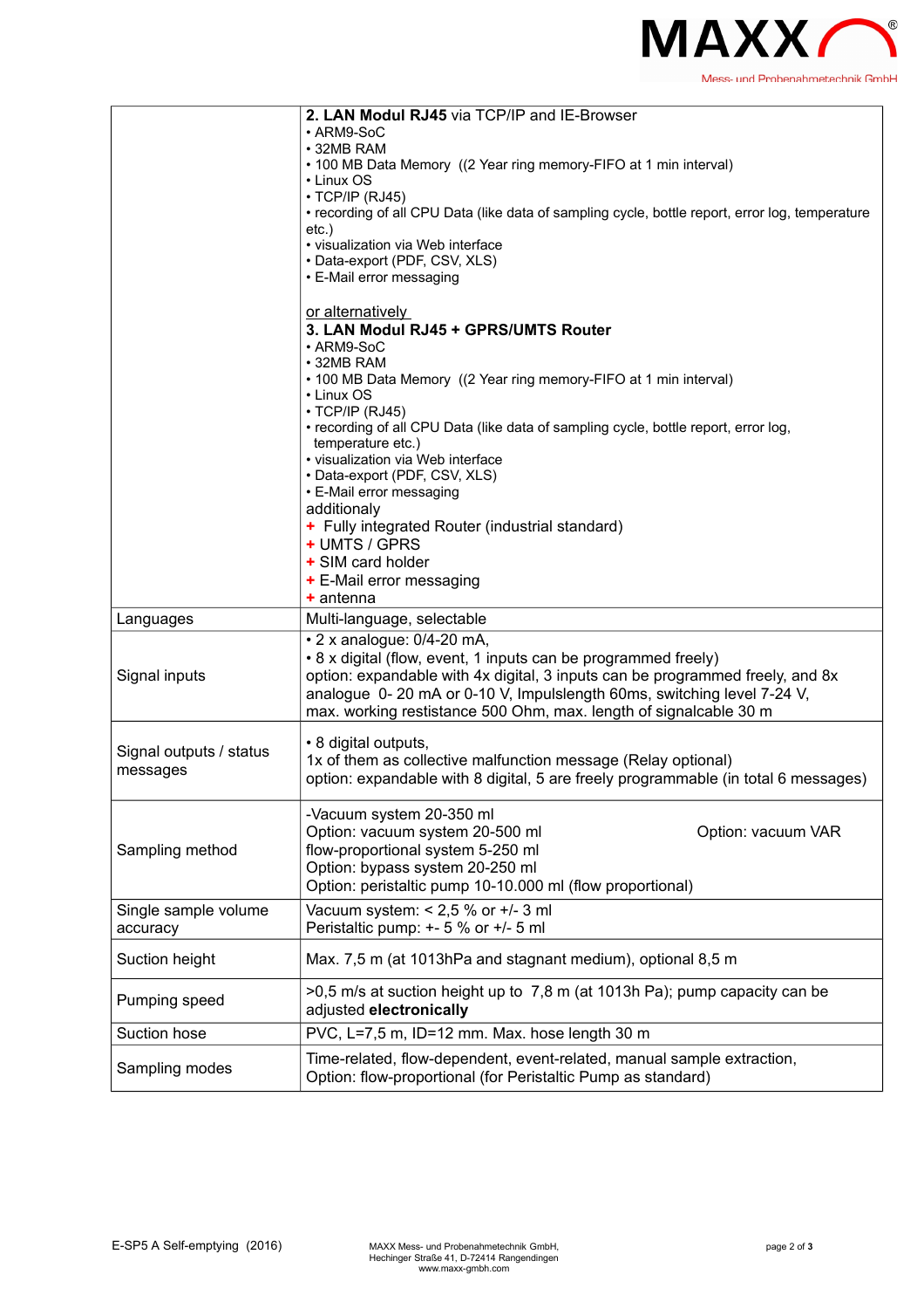| | |
|---|---|
| | **2. LAN Modul RJ45** via TCP/IP and IE-Browser<br>• ARM9-SoC<br>• 32MB RAM<br>• 100 MB Data Memory ((2 Year ring memory-FIFO at 1 min interval)<br>• Linux OS<br>• TCP/IP (RJ45)<br>• recording of all CPU Data (like data of sampling cycle, bottle report, error log, temperature etc.)<br>• visualization via Web interface<br>• Data-export (PDF, CSV, XLS)<br>• E-Mail error messaging<br><br>or alternatively<br>**3. LAN Modul RJ45 + GPRS/UMTS Router**<br>• ARM9-SoC<br>• 32MB RAM<br>• 100 MB Data Memory ((2 Year ring memory-FIFO at 1 min interval)<br>• Linux OS<br>• TCP/IP (RJ45)<br>• recording of all CPU Data (like data of sampling cycle, bottle report, error log, temperature etc.)<br>• visualization via Web interface<br>• Data-export (PDF, CSV, XLS)<br>• E-Mail error messaging<br>additionaly<br>+ Fully integrated Router (industrial standard)<br>+ UMTS / GPRS<br>+ SIM card holder<br>+ E-Mail error messaging<br>+ antenna |
| Languages | Multi-language, selectable |
| Signal inputs | • 2 x analogue: 0/4-20 mA,<br>• 8 x digital (flow, event, 1 inputs can be programmed freely)<br>option: expandable with 4x digital, 3 inputs can be programmed freely, and 8x analogue 0- 20 mA or 0-10 V, Impulslength 60ms, switching level 7-24 V, max. working restistance 500 Ohm, max. length of signalcable 30 m |
| Signal outputs / status messages | • 8 digital outputs,<br>1x of them as collective malfunction message (Relay optional)<br>option: expandable with 8 digital, 5 are freely programmable (in total 6 messages) |
| Sampling method | -Vacuum system 20-350 ml<br>Option: vacuum system 20-500 ml Option: vacuum VAR<br>flow-proportional system 5-250 ml<br>Option: bypass system 20-250 ml<br>Option: peristaltic pump 10-10.000 ml (flow proportional) |
| Single sample volume accuracy | Vacuum system: < 2,5 % or +/- 3 ml<br>Peristaltic pump: +- 5 % or +/- 5 ml |
| Suction height | Max. 7,5 m (at 1013hPa and stagnant medium), optional 8,5 m |
| Pumping speed | >0,5 m/s at suction height up to 7,8 m (at 1013h Pa); pump capacity can be adjusted **electronically** |
| Suction hose | PVC, L=7,5 m, ID=12 mm. Max. hose length 30 m |
| Sampling modes | Time-related, flow-dependent, event-related, manual sample extraction,<br>Option: flow-proportional (for Peristaltic Pump as standard) |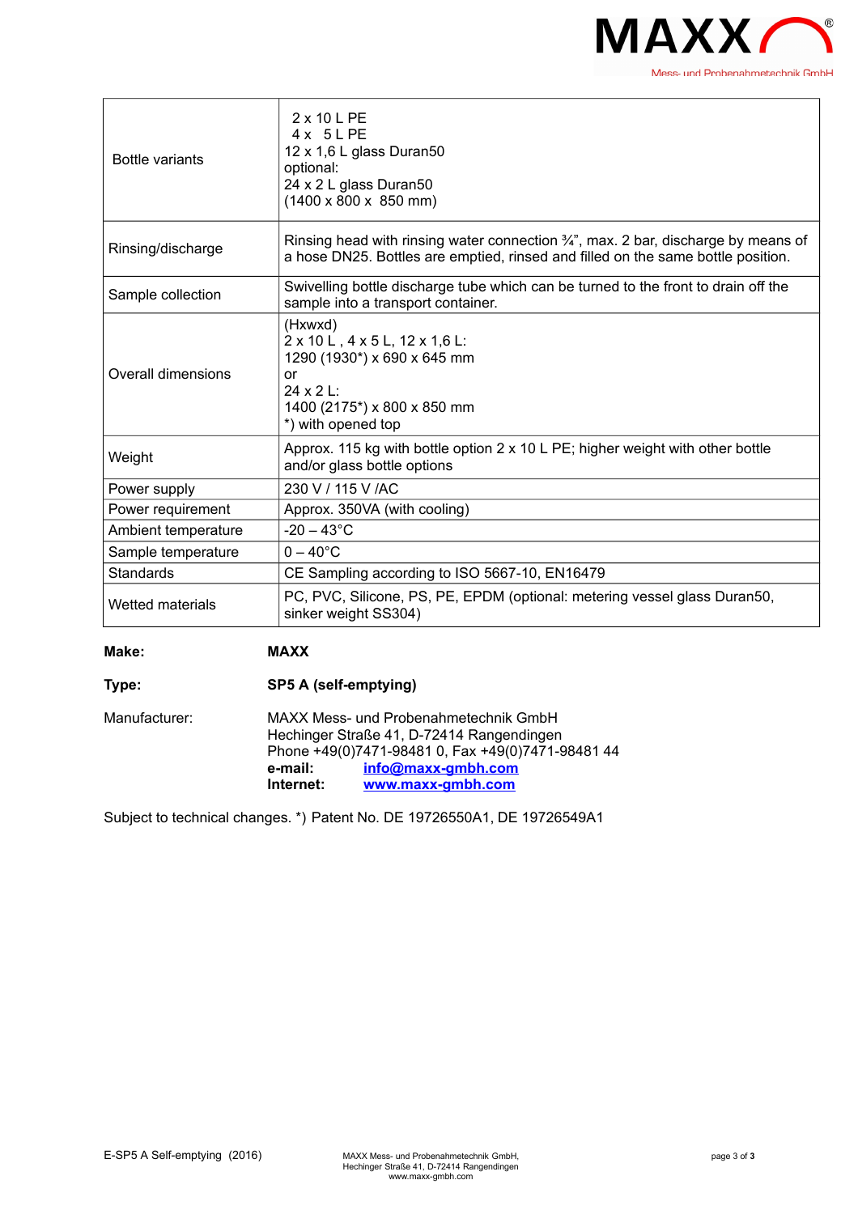| | |
|---|---|
| Bottle variants | 2 x 10 L PE<br>4 x 5 L PE<br>12 x 1,6 L glass Duran50<br>optional:<br>24 x 2 L glass Duran50<br>(1400 x 800 x 850 mm) |
| Rinsing/discharge | Rinsing head with rinsing water connection ¾", max. 2 bar, discharge by means of a hose DN25. Bottles are emptied, rinsed and filled on the same bottle position. |
| Sample collection | Swivelling bottle discharge tube which can be turned to the front to drain off the sample into a transport container. |
| Overall dimensions | (Hxwxd)<br>2 x 10 L , 4 x 5 L, 12 x 1,6 L:<br>1290 (1930*) x 690 x 645 mm<br>or<br>24 x 2 L:<br>1400 (2175*) x 800 x 850 mm<br>*) with opened top |
| Weight | Approx. 115 kg with bottle option 2 x 10 L PE; higher weight with other bottle and/or glass bottle options |
| Power supply | 230 V / 115 V /AC |
| Power requirement | Approx. 350VA (with cooling) |
| Ambient temperature | -20 – 43°C |
| Sample temperature | 0 – 40°C |
| Standards | CE Sampling according to ISO 5667-10, EN16479 |
| Wetted materials | PC, PVC, Silicone, PS, PE, EPDM (optional: metering vessel glass Duran50, sinker weight SS304) |

**Make:** **MAXX**

**Type:** **SP5 A (self-emptying)**

Manufacturer: MAXX Mess- und Probenahmetechnik GmbH
Hechinger Straße 41, D-72414 Rangendingen
Phone +49(0)7471-98481 0, Fax +49(0)7471-98481 44
**e-mail:** **info@maxx-gmbh.com**
**Internet:** **www.maxx-gmbh.com**

Subject to technical changes. *) Patent No. DE 19726550A1, DE 19726549A1